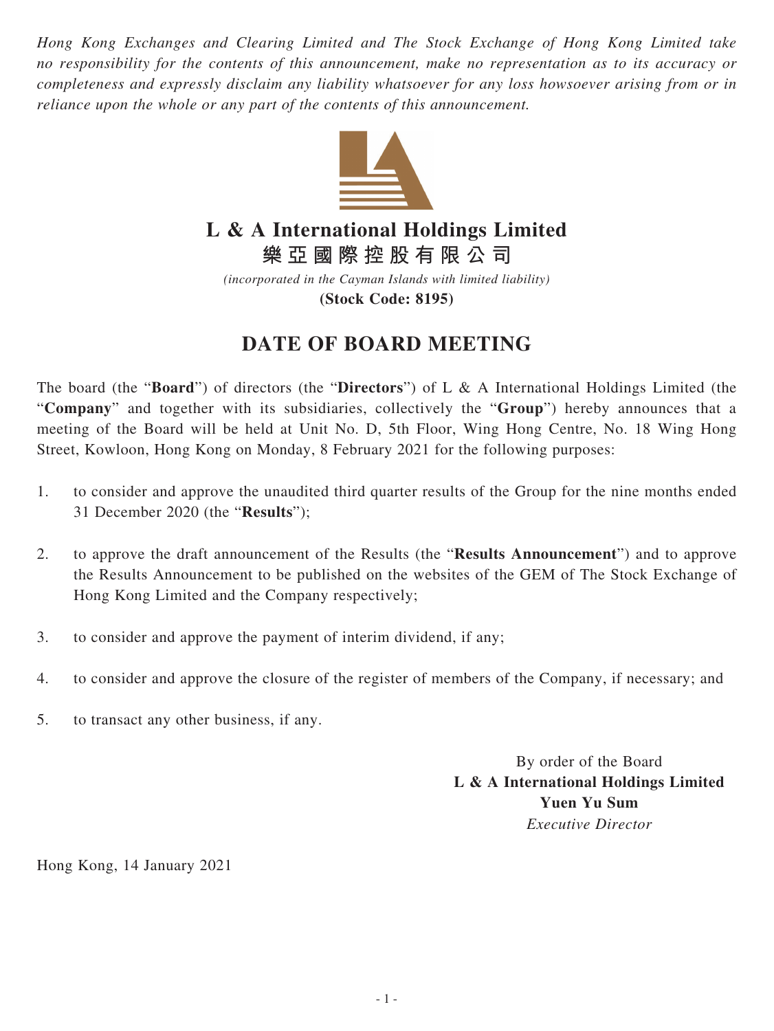*Hong Kong Exchanges and Clearing Limited and The Stock Exchange of Hong Kong Limited take no responsibility for the contents of this announcement, make no representation as to its accuracy or completeness and expressly disclaim any liability whatsoever for any loss howsoever arising from or in reliance upon the whole or any part of the contents of this announcement.*

# L & A International Holdings Limited
# 樂亞國際控股有限公司

*(incorporated in the Cayman Islands with limited liability)*

**(Stock Code: 8195)**

## DATE OF BOARD MEETING

The board (the "**Board**") of directors (the "**Directors**") of L & A International Holdings Limited (the "**Company**" and together with its subsidiaries, collectively the "**Group**") hereby announces that a meeting of the Board will be held at Unit No. D, 5th Floor, Wing Hong Centre, No. 18 Wing Hong Street, Kowloon, Hong Kong on Monday, 8 February 2021 for the following purposes:

1. to consider and approve the unaudited third quarter results of the Group for the nine months ended 31 December 2020 (the "**Results**");
2. to approve the draft announcement of the Results (the "**Results Announcement**") and to approve the Results Announcement to be published on the websites of the GEM of The Stock Exchange of Hong Kong Limited and the Company respectively;
3. to consider and approve the payment of interim dividend, if any;
4. to consider and approve the closure of the register of members of the Company, if necessary; and
5. to transact any other business, if any.

By order of the Board
**L & A International Holdings Limited**
**Yuen Yu Sum**
*Executive Director*

Hong Kong, 14 January 2021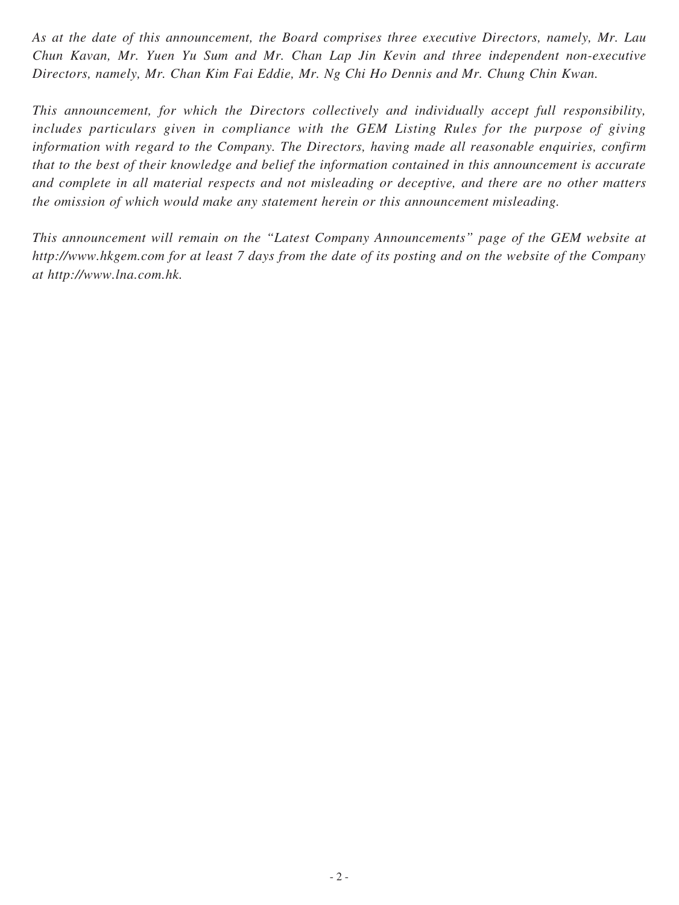*As at the date of this announcement, the Board comprises three executive Directors, namely, Mr. Lau Chun Kavan, Mr. Yuen Yu Sum and Mr. Chan Lap Jin Kevin and three independent non-executive Directors, namely, Mr. Chan Kim Fai Eddie, Mr. Ng Chi Ho Dennis and Mr. Chung Chin Kwan.*

*This announcement, for which the Directors collectively and individually accept full responsibility, includes particulars given in compliance with the GEM Listing Rules for the purpose of giving information with regard to the Company. The Directors, having made all reasonable enquiries, confirm that to the best of their knowledge and belief the information contained in this announcement is accurate and complete in all material respects and not misleading or deceptive, and there are no other matters the omission of which would make any statement herein or this announcement misleading.*

*This announcement will remain on the "Latest Company Announcements" page of the GEM website at http://www.hkgem.com for at least 7 days from the date of its posting and on the website of the Company at http://www.lna.com.hk.*